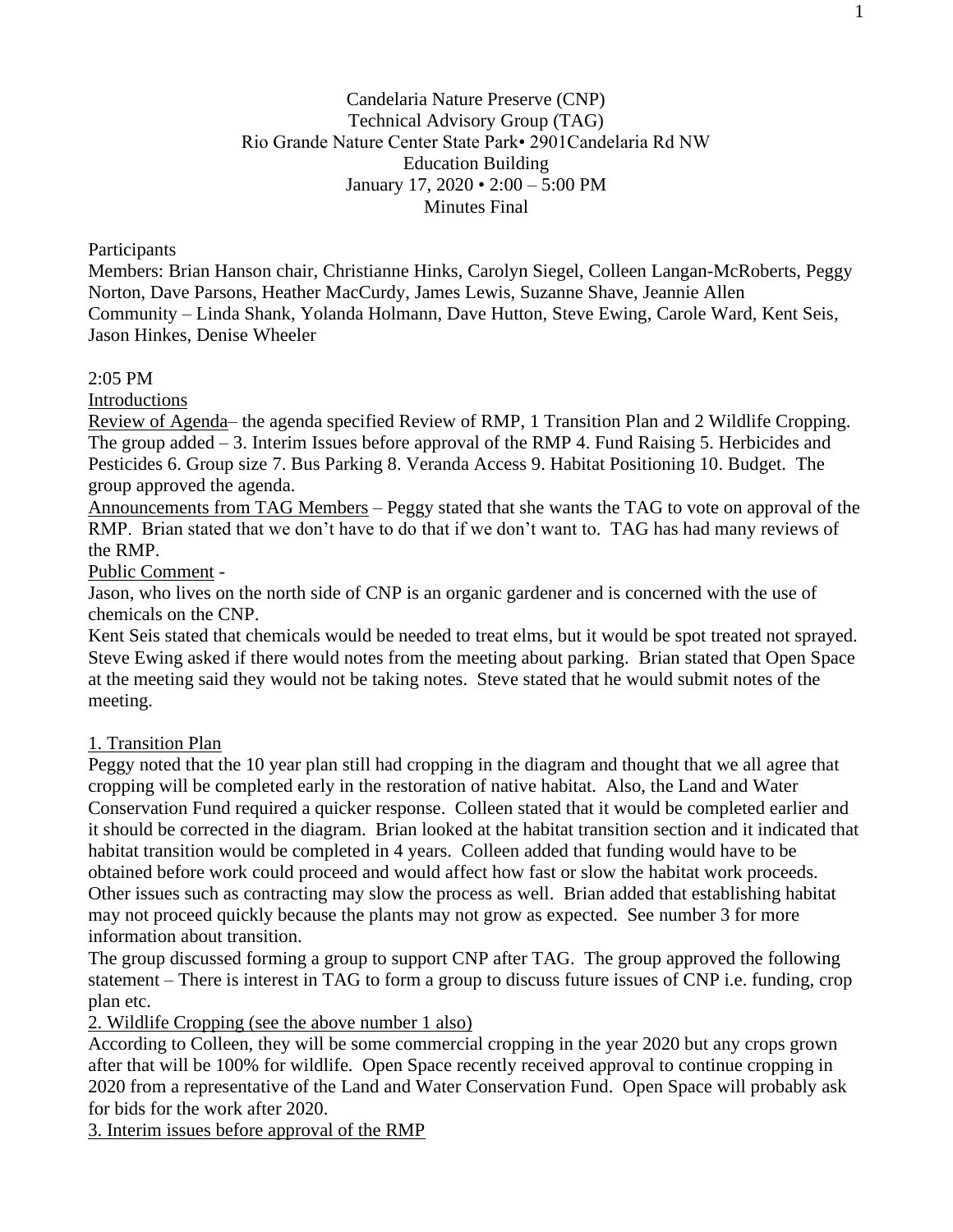Candelaria Nature Preserve (CNP)
Technical Advisory Group (TAG)
Rio Grande Nature Center State Park• 2901Candelaria Rd NW
Education Building
January 17, 2020 • 2:00 – 5:00 PM
Minutes Final

Participants
Members: Brian Hanson chair, Christianne Hinks, Carolyn Siegel, Colleen Langan-McRoberts, Peggy Norton, Dave Parsons, Heather MacCurdy, James Lewis, Suzanne Shave, Jeannie Allen
Community – Linda Shank, Yolanda Holmann, Dave Hutton, Steve Ewing, Carole Ward, Kent Seis, Jason Hinkes, Denise Wheeler

2:05 PM
Introductions
Review of Agenda– the agenda specified Review of RMP, 1 Transition Plan and 2 Wildlife Cropping. The group added – 3. Interim Issues before approval of the RMP 4. Fund Raising 5. Herbicides and Pesticides 6. Group size 7. Bus Parking 8. Veranda Access 9. Habitat Positioning 10. Budget. The group approved the agenda.
Announcements from TAG Members – Peggy stated that she wants the TAG to vote on approval of the RMP. Brian stated that we don't have to do that if we don't want to. TAG has had many reviews of the RMP.
Public Comment -
Jason, who lives on the north side of CNP is an organic gardener and is concerned with the use of chemicals on the CNP.
Kent Seis stated that chemicals would be needed to treat elms, but it would be spot treated not sprayed. Steve Ewing asked if there would notes from the meeting about parking. Brian stated that Open Space at the meeting said they would not be taking notes. Steve stated that he would submit notes of the meeting.

1. Transition Plan
Peggy noted that the 10 year plan still had cropping in the diagram and thought that we all agree that cropping will be completed early in the restoration of native habitat. Also, the Land and Water Conservation Fund required a quicker response. Colleen stated that it would be completed earlier and it should be corrected in the diagram. Brian looked at the habitat transition section and it indicated that habitat transition would be completed in 4 years. Colleen added that funding would have to be obtained before work could proceed and would affect how fast or slow the habitat work proceeds. Other issues such as contracting may slow the process as well. Brian added that establishing habitat may not proceed quickly because the plants may not grow as expected. See number 3 for more information about transition.
The group discussed forming a group to support CNP after TAG. The group approved the following statement – There is interest in TAG to form a group to discuss future issues of CNP i.e. funding, crop plan etc.
2. Wildlife Cropping (see the above number 1 also)
According to Colleen, they will be some commercial cropping in the year 2020 but any crops grown after that will be 100% for wildlife. Open Space recently received approval to continue cropping in 2020 from a representative of the Land and Water Conservation Fund. Open Space will probably ask for bids for the work after 2020.
3. Interim issues before approval of the RMP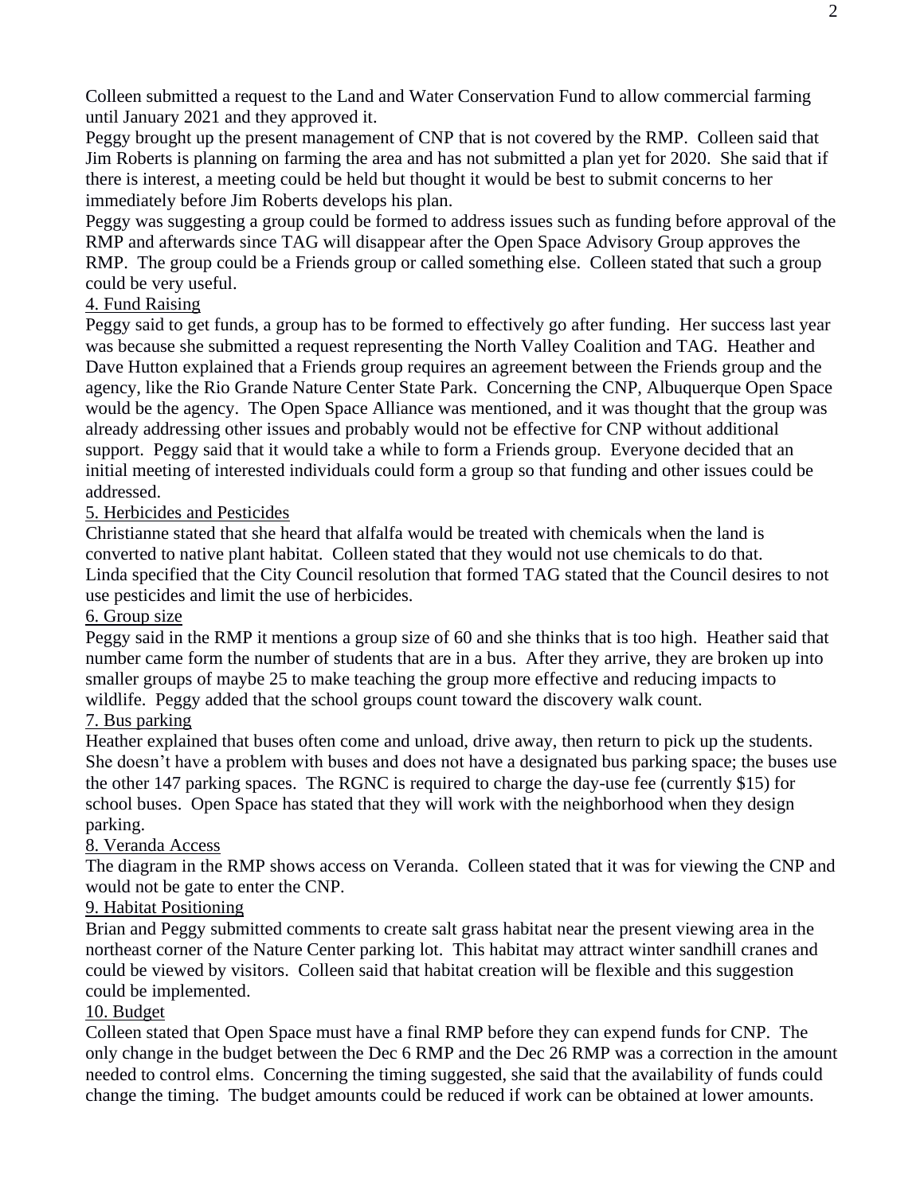Colleen submitted a request to the Land and Water Conservation Fund to allow commercial farming until January 2021 and they approved it.

Peggy brought up the present management of CNP that is not covered by the RMP. Colleen said that Jim Roberts is planning on farming the area and has not submitted a plan yet for 2020. She said that if there is interest, a meeting could be held but thought it would be best to submit concerns to her immediately before Jim Roberts develops his plan.

Peggy was suggesting a group could be formed to address issues such as funding before approval of the RMP and afterwards since TAG will disappear after the Open Space Advisory Group approves the RMP. The group could be a Friends group or called something else. Colleen stated that such a group could be very useful.

<u>4. Fund Raising</u>

Peggy said to get funds, a group has to be formed to effectively go after funding. Her success last year was because she submitted a request representing the North Valley Coalition and TAG. Heather and Dave Hutton explained that a Friends group requires an agreement between the Friends group and the agency, like the Rio Grande Nature Center State Park. Concerning the CNP, Albuquerque Open Space would be the agency. The Open Space Alliance was mentioned, and it was thought that the group was already addressing other issues and probably would not be effective for CNP without additional support. Peggy said that it would take a while to form a Friends group. Everyone decided that an initial meeting of interested individuals could form a group so that funding and other issues could be addressed.

<u>5. Herbicides and Pesticides</u>

Christianne stated that she heard that alfalfa would be treated with chemicals when the land is converted to native plant habitat. Colleen stated that they would not use chemicals to do that.

Linda specified that the City Council resolution that formed TAG stated that the Council desires to not use pesticides and limit the use of herbicides.

<u>6. Group size</u>

Peggy said in the RMP it mentions a group size of 60 and she thinks that is too high. Heather said that number came form the number of students that are in a bus. After they arrive, they are broken up into smaller groups of maybe 25 to make teaching the group more effective and reducing impacts to wildlife. Peggy added that the school groups count toward the discovery walk count.

<u>7. Bus parking</u>

Heather explained that buses often come and unload, drive away, then return to pick up the students. She doesn't have a problem with buses and does not have a designated bus parking space; the buses use the other 147 parking spaces. The RGNC is required to charge the day-use fee (currently $15) for school buses. Open Space has stated that they will work with the neighborhood when they design parking.

<u>8. Veranda Access</u>

The diagram in the RMP shows access on Veranda. Colleen stated that it was for viewing the CNP and would not be gate to enter the CNP.

<u>9. Habitat Positioning</u>

Brian and Peggy submitted comments to create salt grass habitat near the present viewing area in the northeast corner of the Nature Center parking lot. This habitat may attract winter sandhill cranes and could be viewed by visitors. Colleen said that habitat creation will be flexible and this suggestion could be implemented.

<u>10. Budget</u>

Colleen stated that Open Space must have a final RMP before they can expend funds for CNP. The only change in the budget between the Dec 6 RMP and the Dec 26 RMP was a correction in the amount needed to control elms. Concerning the timing suggested, she said that the availability of funds could change the timing. The budget amounts could be reduced if work can be obtained at lower amounts.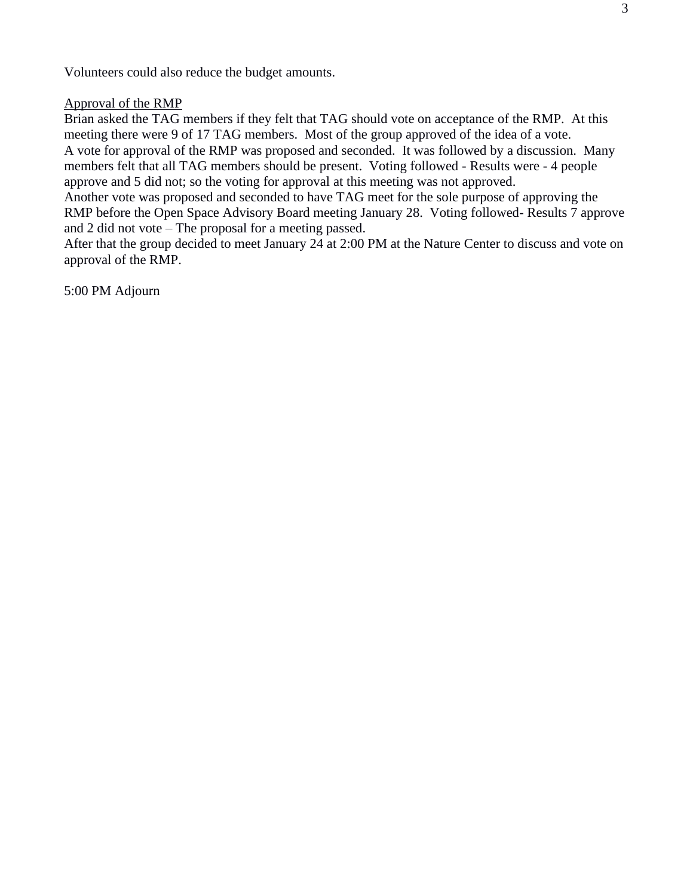Volunteers could also reduce the budget amounts.

<u>Approval of the RMP</u>

Brian asked the TAG members if they felt that TAG should vote on acceptance of the RMP. At this meeting there were 9 of 17 TAG members. Most of the group approved of the idea of a vote.
A vote for approval of the RMP was proposed and seconded. It was followed by a discussion. Many members felt that all TAG members should be present. Voting followed - Results were - 4 people approve and 5 did not; so the voting for approval at this meeting was not approved.
Another vote was proposed and seconded to have TAG meet for the sole purpose of approving the RMP before the Open Space Advisory Board meeting January 28. Voting followed- Results 7 approve and 2 did not vote – The proposal for a meeting passed.
After that the group decided to meet January 24 at 2:00 PM at the Nature Center to discuss and vote on approval of the RMP.

5:00 PM Adjourn